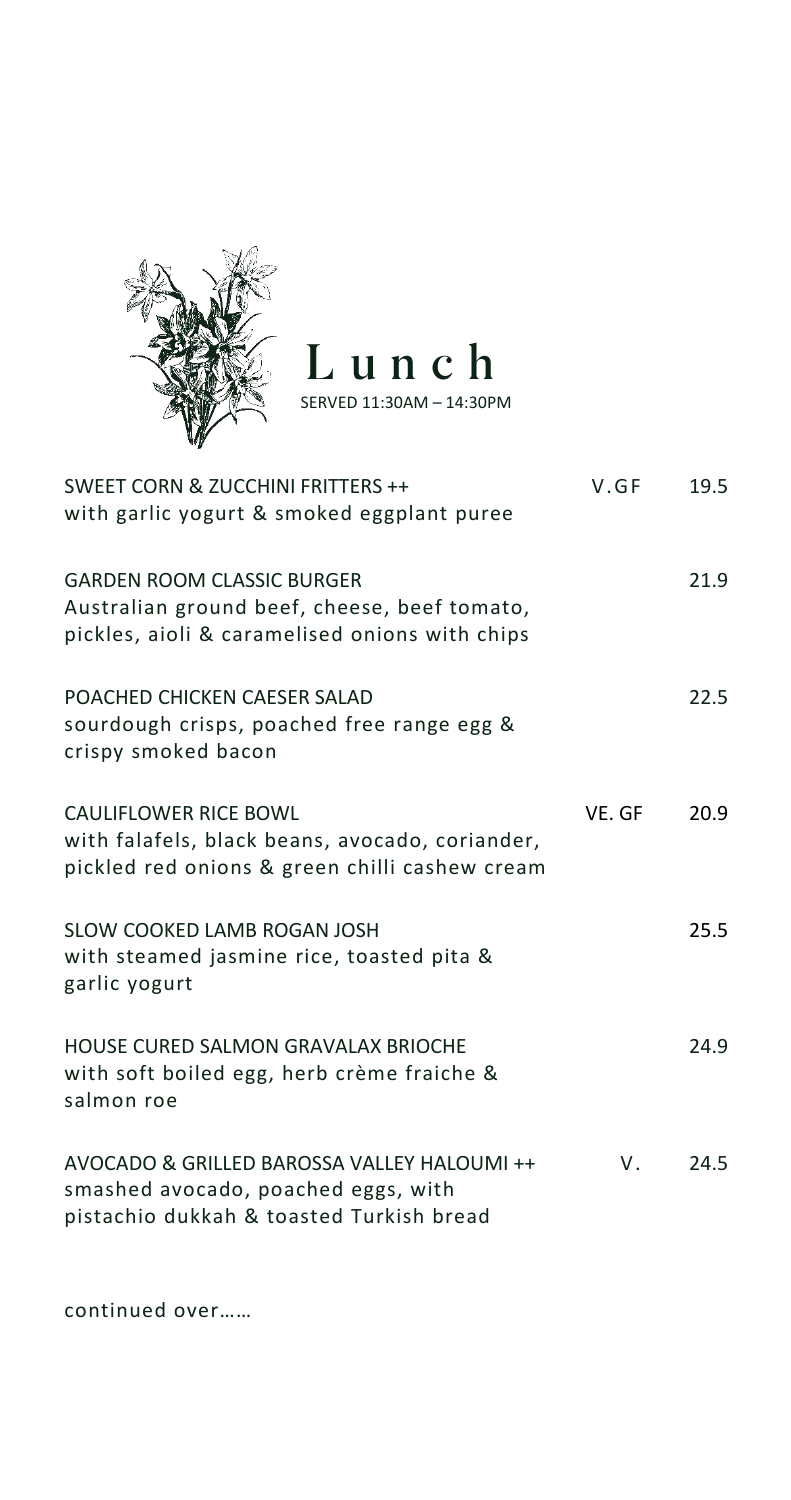# Lunch

SERVED 11:30AM – 14:30PM

**SWEET CORN & ZUCCHINI FRITTERS ++** — V.GF — 19.5
with garlic yogurt & smoked eggplant puree

**GARDEN ROOM CLASSIC BURGER** — 21.9
Australian ground beef, cheese, beef tomato, pickles, aioli & caramelised onions with chips

**POACHED CHICKEN CAESER SALAD** — 22.5
sourdough crisps, poached free range egg & crispy smoked bacon

**CAULIFLOWER RICE BOWL** — VE. GF — 20.9
with falafels, black beans, avocado, coriander, pickled red onions & green chilli cashew cream

**SLOW COOKED LAMB ROGAN JOSH** — 25.5
with steamed jasmine rice, toasted pita & garlic yogurt

**HOUSE CURED SALMON GRAVALAX BRIOCHE** — 24.9
with soft boiled egg, herb crème fraiche & salmon roe

**AVOCADO & GRILLED BAROSSA VALLEY HALOUMI ++** — V. — 24.5
smashed avocado, poached eggs, with pistachio dukkah & toasted Turkish bread

continued over……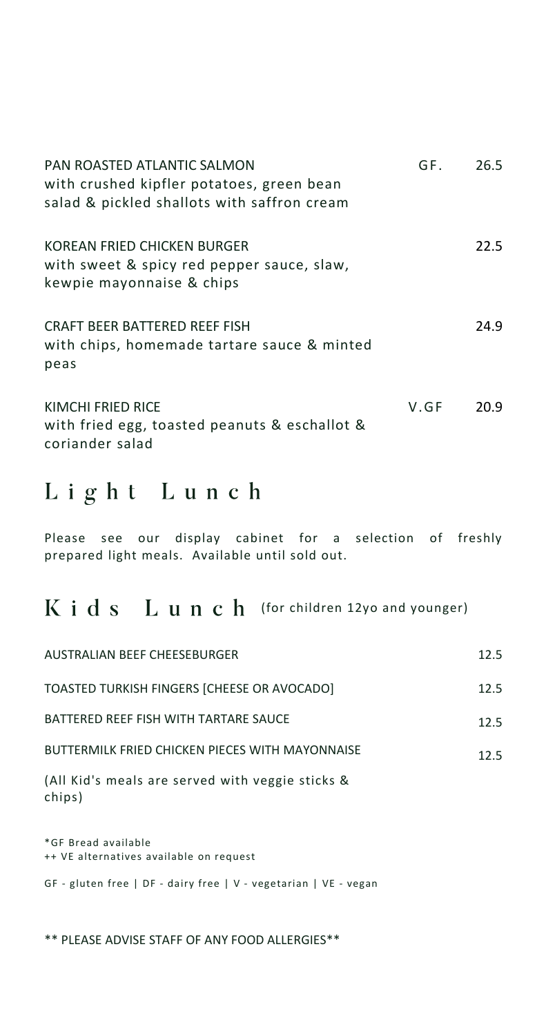**PAN ROASTED ATLANTIC SALMON** GF. 26.5
with crushed kipfler potatoes, green bean salad & pickled shallots with saffron cream

**KOREAN FRIED CHICKEN BURGER** 22.5
with sweet & spicy red pepper sauce, slaw, kewpie mayonnaise & chips

**CRAFT BEER BATTERED REEF FISH** 24.9
with chips, homemade tartare sauce & minted peas

**KIMCHI FRIED RICE** V.GF 20.9
with fried egg, toasted peanuts & eschallot & coriander salad

## Light Lunch

Please see our display cabinet for a selection of freshly prepared light meals. Available until sold out.

## Kids Lunch (for children 12yo and younger)

| | |
|---|---|
| AUSTRALIAN BEEF CHEESEBURGER | 12.5 |
| TOASTED TURKISH FINGERS [CHEESE OR AVOCADO] | 12.5 |
| BATTERED REEF FISH WITH TARTARE SAUCE | 12.5 |
| BUTTERMILK FRIED CHICKEN PIECES WITH MAYONNAISE | 12.5 |

(All Kid's meals are served with veggie sticks & chips)

*GF Bread available
++ VE alternatives available on request

GF - gluten free | DF - dairy free | V - vegetarian | VE - vegan

** PLEASE ADVISE STAFF OF ANY FOOD ALLERGIES**